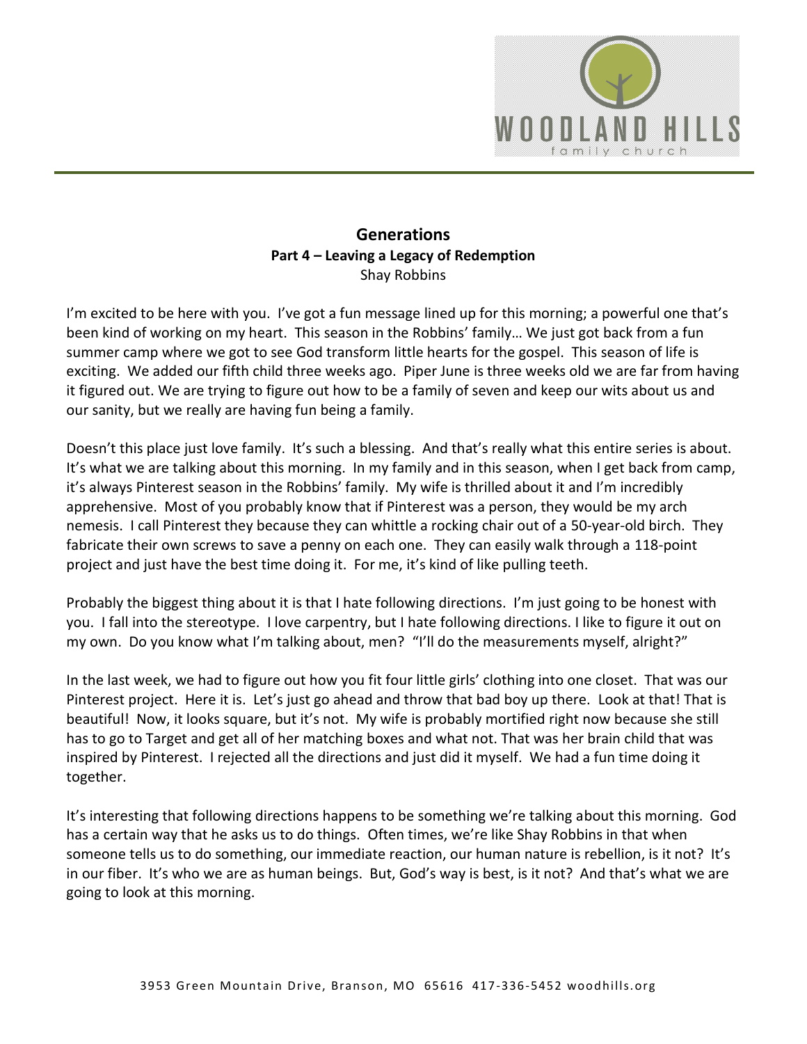# Generations

## Part 4 – Leaving a Legacy of Redemption

Shay Robbins

I'm excited to be here with you. I've got a fun message lined up for this morning; a powerful one that's been kind of working on my heart. This season in the Robbins' family… We just got back from a fun summer camp where we got to see God transform little hearts for the gospel. This season of life is exciting. We added our fifth child three weeks ago. Piper June is three weeks old we are far from having it figured out. We are trying to figure out how to be a family of seven and keep our wits about us and our sanity, but we really are having fun being a family.

Doesn't this place just love family. It's such a blessing. And that's really what this entire series is about. It's what we are talking about this morning. In my family and in this season, when I get back from camp, it's always Pinterest season in the Robbins' family. My wife is thrilled about it and I'm incredibly apprehensive. Most of you probably know that if Pinterest was a person, they would be my arch nemesis. I call Pinterest they because they can whittle a rocking chair out of a 50-year-old birch. They fabricate their own screws to save a penny on each one. They can easily walk through a 118-point project and just have the best time doing it. For me, it's kind of like pulling teeth.

Probably the biggest thing about it is that I hate following directions. I'm just going to be honest with you. I fall into the stereotype. I love carpentry, but I hate following directions. I like to figure it out on my own. Do you know what I'm talking about, men? "I'll do the measurements myself, alright?"

In the last week, we had to figure out how you fit four little girls' clothing into one closet. That was our Pinterest project. Here it is. Let's just go ahead and throw that bad boy up there. Look at that! That is beautiful! Now, it looks square, but it's not. My wife is probably mortified right now because she still has to go to Target and get all of her matching boxes and what not. That was her brain child that was inspired by Pinterest. I rejected all the directions and just did it myself. We had a fun time doing it together.

It's interesting that following directions happens to be something we're talking about this morning. God has a certain way that he asks us to do things. Often times, we're like Shay Robbins in that when someone tells us to do something, our immediate reaction, our human nature is rebellion, is it not? It's in our fiber. It's who we are as human beings. But, God's way is best, is it not? And that's what we are going to look at this morning.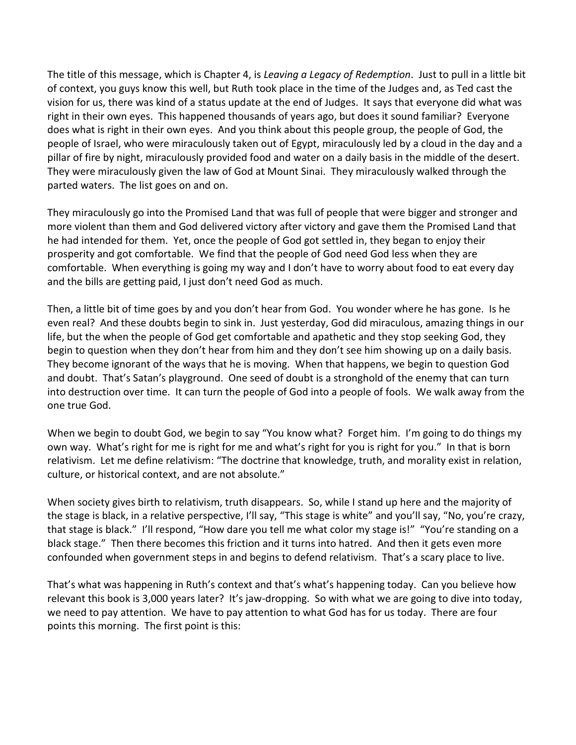The title of this message, which is Chapter 4, is *Leaving a Legacy of Redemption*. Just to pull in a little bit of context, you guys know this well, but Ruth took place in the time of the Judges and, as Ted cast the vision for us, there was kind of a status update at the end of Judges. It says that everyone did what was right in their own eyes. This happened thousands of years ago, but does it sound familiar? Everyone does what is right in their own eyes. And you think about this people group, the people of God, the people of Israel, who were miraculously taken out of Egypt, miraculously led by a cloud in the day and a pillar of fire by night, miraculously provided food and water on a daily basis in the middle of the desert. They were miraculously given the law of God at Mount Sinai. They miraculously walked through the parted waters. The list goes on and on.

They miraculously go into the Promised Land that was full of people that were bigger and stronger and more violent than them and God delivered victory after victory and gave them the Promised Land that he had intended for them. Yet, once the people of God got settled in, they began to enjoy their prosperity and got comfortable. We find that the people of God need God less when they are comfortable. When everything is going my way and I don't have to worry about food to eat every day and the bills are getting paid, I just don't need God as much.

Then, a little bit of time goes by and you don't hear from God. You wonder where he has gone. Is he even real? And these doubts begin to sink in. Just yesterday, God did miraculous, amazing things in our life, but the when the people of God get comfortable and apathetic and they stop seeking God, they begin to question when they don't hear from him and they don't see him showing up on a daily basis. They become ignorant of the ways that he is moving. When that happens, we begin to question God and doubt. That's Satan's playground. One seed of doubt is a stronghold of the enemy that can turn into destruction over time. It can turn the people of God into a people of fools. We walk away from the one true God.

When we begin to doubt God, we begin to say "You know what? Forget him. I'm going to do things my own way. What's right for me is right for me and what's right for you is right for you." In that is born relativism. Let me define relativism: "The doctrine that knowledge, truth, and morality exist in relation, culture, or historical context, and are not absolute."

When society gives birth to relativism, truth disappears. So, while I stand up here and the majority of the stage is black, in a relative perspective, I'll say, "This stage is white" and you'll say, "No, you're crazy, that stage is black." I'll respond, "How dare you tell me what color my stage is!" "You're standing on a black stage." Then there becomes this friction and it turns into hatred. And then it gets even more confounded when government steps in and begins to defend relativism. That's a scary place to live.

That's what was happening in Ruth's context and that's what's happening today. Can you believe how relevant this book is 3,000 years later? It's jaw-dropping. So with what we are going to dive into today, we need to pay attention. We have to pay attention to what God has for us today. There are four points this morning. The first point is this: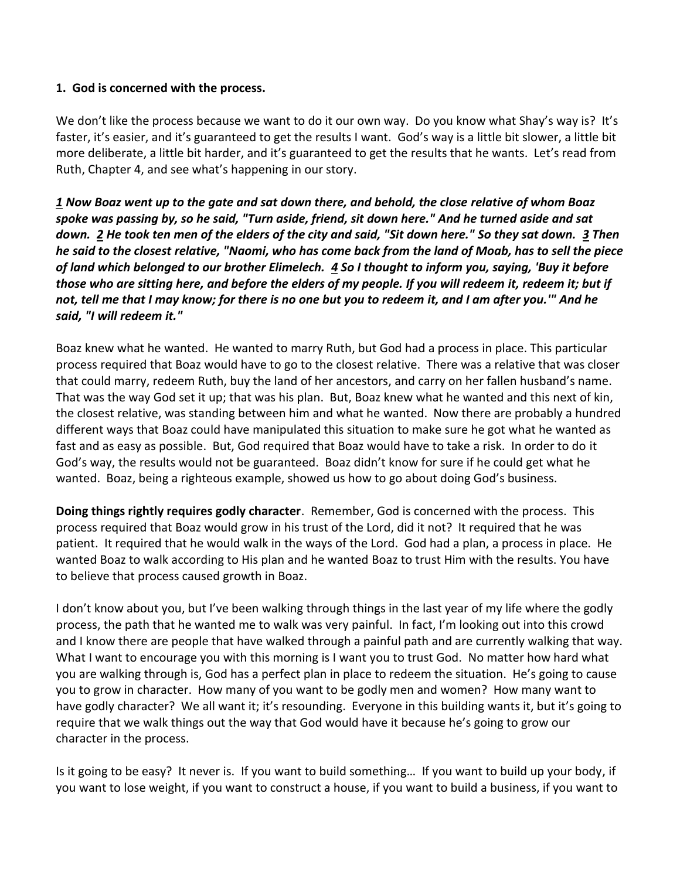**1. God is concerned with the process.**

We don't like the process because we want to do it our own way. Do you know what Shay's way is? It's faster, it's easier, and it's guaranteed to get the results I want. God's way is a little bit slower, a little bit more deliberate, a little bit harder, and it's guaranteed to get the results that he wants. Let's read from Ruth, Chapter 4, and see what's happening in our story.

***1* Now Boaz went up to the gate and sat down there, and behold, the close relative of whom Boaz spoke was passing by, so he said, "Turn aside, friend, sit down here." And he turned aside and sat down. *2* He took ten men of the elders of the city and said, "Sit down here." So they sat down. *3* Then he said to the closest relative, "Naomi, who has come back from the land of Moab, has to sell the piece of land which belonged to our brother Elimelech. *4* So I thought to inform you, saying, 'Buy it before those who are sitting here, and before the elders of my people. If you will redeem it, redeem it; but if not, tell me that I may know; for there is no one but you to redeem it, and I am after you.'" And he said, "I will redeem it."**

Boaz knew what he wanted. He wanted to marry Ruth, but God had a process in place. This particular process required that Boaz would have to go to the closest relative. There was a relative that was closer that could marry, redeem Ruth, buy the land of her ancestors, and carry on her fallen husband's name. That was the way God set it up; that was his plan. But, Boaz knew what he wanted and this next of kin, the closest relative, was standing between him and what he wanted. Now there are probably a hundred different ways that Boaz could have manipulated this situation to make sure he got what he wanted as fast and as easy as possible. But, God required that Boaz would have to take a risk. In order to do it God's way, the results would not be guaranteed. Boaz didn't know for sure if he could get what he wanted. Boaz, being a righteous example, showed us how to go about doing God's business.

**Doing things rightly requires godly character**. Remember, God is concerned with the process. This process required that Boaz would grow in his trust of the Lord, did it not? It required that he was patient. It required that he would walk in the ways of the Lord. God had a plan, a process in place. He wanted Boaz to walk according to His plan and he wanted Boaz to trust Him with the results. You have to believe that process caused growth in Boaz.

I don't know about you, but I've been walking through things in the last year of my life where the godly process, the path that he wanted me to walk was very painful. In fact, I'm looking out into this crowd and I know there are people that have walked through a painful path and are currently walking that way. What I want to encourage you with this morning is I want you to trust God. No matter how hard what you are walking through is, God has a perfect plan in place to redeem the situation. He's going to cause you to grow in character. How many of you want to be godly men and women? How many want to have godly character? We all want it; it's resounding. Everyone in this building wants it, but it's going to require that we walk things out the way that God would have it because he's going to grow our character in the process.

Is it going to be easy? It never is. If you want to build something… If you want to build up your body, if you want to lose weight, if you want to construct a house, if you want to build a business, if you want to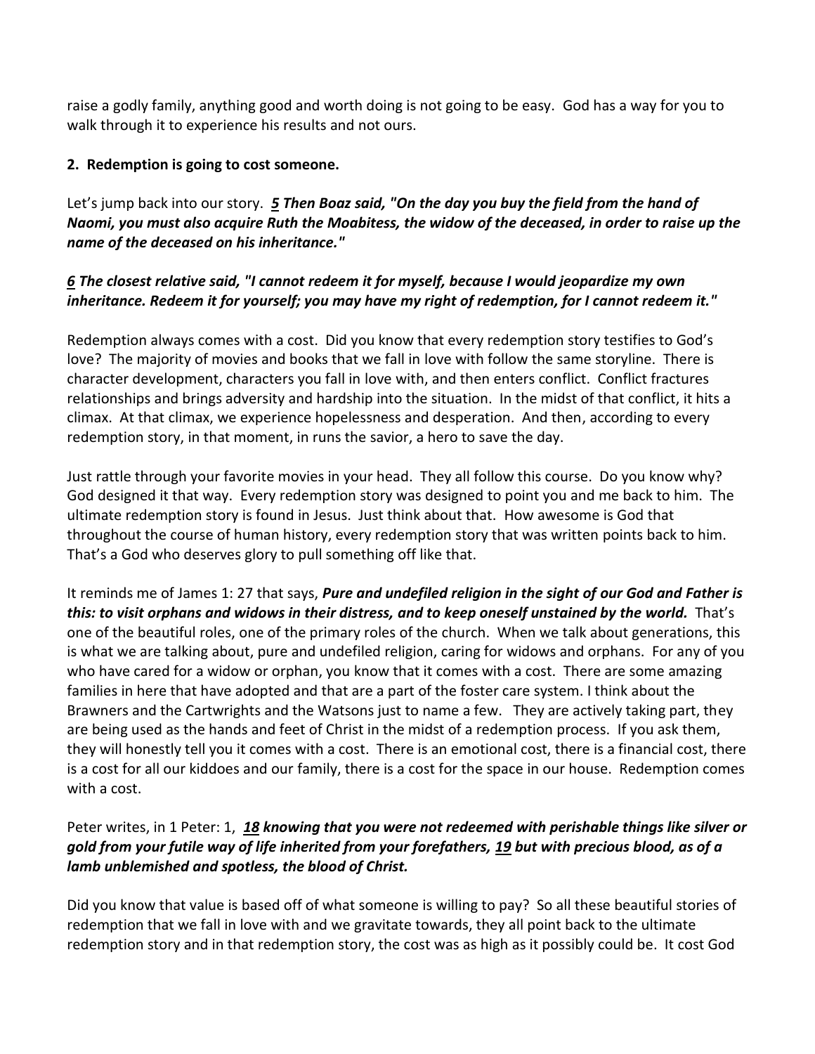raise a godly family, anything good and worth doing is not going to be easy. God has a way for you to walk through it to experience his results and not ours.

**2. Redemption is going to cost someone.**

Let's jump back into our story. ***5 Then Boaz said, "On the day you buy the field from the hand of Naomi, you must also acquire Ruth the Moabitess, the widow of the deceased, in order to raise up the name of the deceased on his inheritance."***

***6 The closest relative said, "I cannot redeem it for myself, because I would jeopardize my own inheritance. Redeem it for yourself; you may have my right of redemption, for I cannot redeem it."***

Redemption always comes with a cost. Did you know that every redemption story testifies to God's love? The majority of movies and books that we fall in love with follow the same storyline. There is character development, characters you fall in love with, and then enters conflict. Conflict fractures relationships and brings adversity and hardship into the situation. In the midst of that conflict, it hits a climax. At that climax, we experience hopelessness and desperation. And then, according to every redemption story, in that moment, in runs the savior, a hero to save the day.

Just rattle through your favorite movies in your head. They all follow this course. Do you know why? God designed it that way. Every redemption story was designed to point you and me back to him. The ultimate redemption story is found in Jesus. Just think about that. How awesome is God that throughout the course of human history, every redemption story that was written points back to him. That's a God who deserves glory to pull something off like that.

It reminds me of James 1: 27 that says, ***Pure and undefiled religion in the sight of our God and Father is this: to visit orphans and widows in their distress, and to keep oneself unstained by the world.*** That's one of the beautiful roles, one of the primary roles of the church. When we talk about generations, this is what we are talking about, pure and undefiled religion, caring for widows and orphans. For any of you who have cared for a widow or orphan, you know that it comes with a cost. There are some amazing families in here that have adopted and that are a part of the foster care system. I think about the Brawners and the Cartwrights and the Watsons just to name a few. They are actively taking part, they are being used as the hands and feet of Christ in the midst of a redemption process. If you ask them, they will honestly tell you it comes with a cost. There is an emotional cost, there is a financial cost, there is a cost for all our kiddoes and our family, there is a cost for the space in our house. Redemption comes with a cost.

Peter writes, in 1 Peter: 1, ***18 knowing that you were not redeemed with perishable things like silver or gold from your futile way of life inherited from your forefathers, 19 but with precious blood, as of a lamb unblemished and spotless, the blood of Christ.***

Did you know that value is based off of what someone is willing to pay? So all these beautiful stories of redemption that we fall in love with and we gravitate towards, they all point back to the ultimate redemption story and in that redemption story, the cost was as high as it possibly could be. It cost God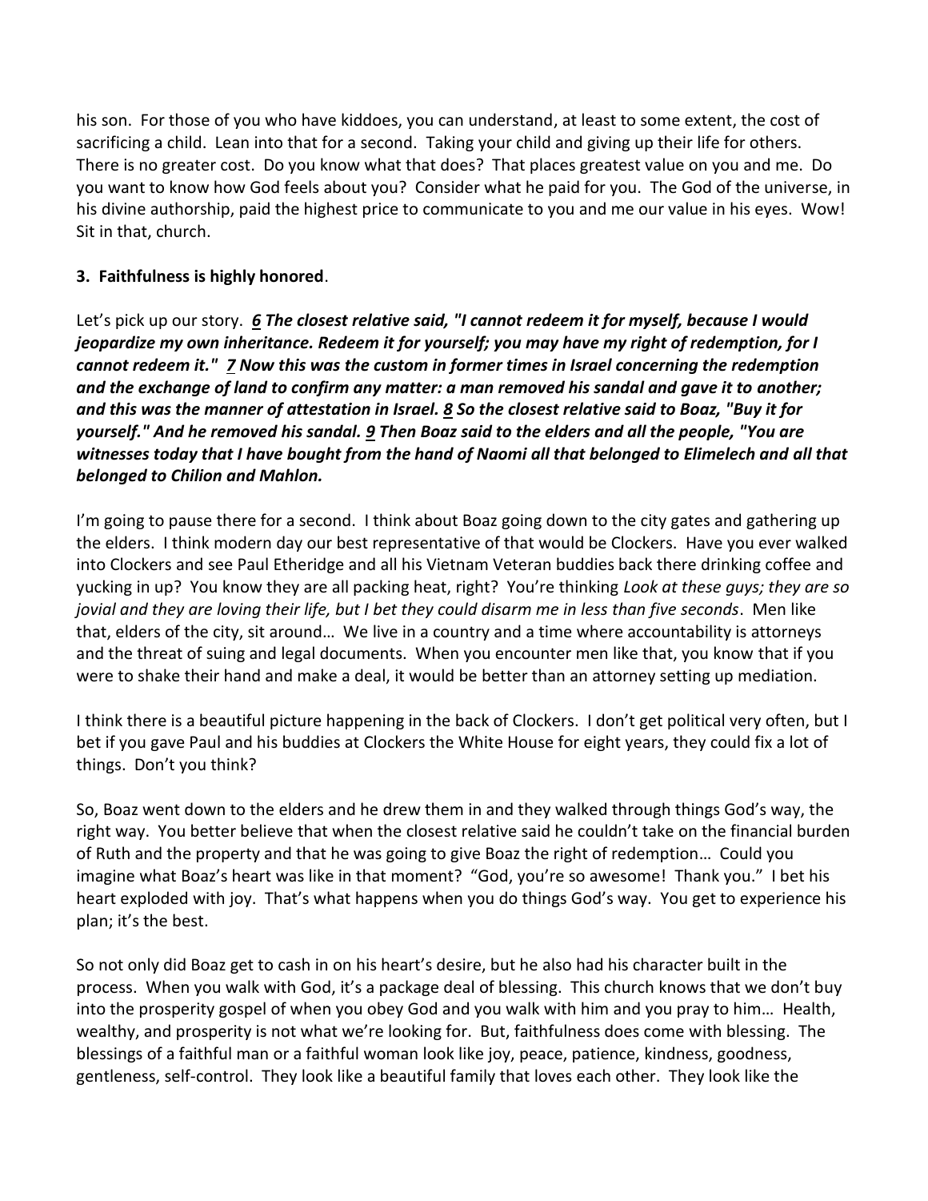his son. For those of you who have kiddoes, you can understand, at least to some extent, the cost of sacrificing a child. Lean into that for a second. Taking your child and giving up their life for others. There is no greater cost. Do you know what that does? That places greatest value on you and me. Do you want to know how God feels about you? Consider what he paid for you. The God of the universe, in his divine authorship, paid the highest price to communicate to you and me our value in his eyes. Wow! Sit in that, church.

**3. Faithfulness is highly honored**.

Let's pick up our story. ***6 The closest relative said, "I cannot redeem it for myself, because I would jeopardize my own inheritance. Redeem it for yourself; you may have my right of redemption, for I cannot redeem it." 7 Now this was the custom in former times in Israel concerning the redemption and the exchange of land to confirm any matter: a man removed his sandal and gave it to another; and this was the manner of attestation in Israel. 8 So the closest relative said to Boaz, "Buy it for yourself." And he removed his sandal. 9 Then Boaz said to the elders and all the people, "You are witnesses today that I have bought from the hand of Naomi all that belonged to Elimelech and all that belonged to Chilion and Mahlon.***

I'm going to pause there for a second. I think about Boaz going down to the city gates and gathering up the elders. I think modern day our best representative of that would be Clockers. Have you ever walked into Clockers and see Paul Etheridge and all his Vietnam Veteran buddies back there drinking coffee and yucking in up? You know they are all packing heat, right? You're thinking *Look at these guys; they are so jovial and they are loving their life, but I bet they could disarm me in less than five seconds*. Men like that, elders of the city, sit around… We live in a country and a time where accountability is attorneys and the threat of suing and legal documents. When you encounter men like that, you know that if you were to shake their hand and make a deal, it would be better than an attorney setting up mediation.

I think there is a beautiful picture happening in the back of Clockers. I don't get political very often, but I bet if you gave Paul and his buddies at Clockers the White House for eight years, they could fix a lot of things. Don't you think?

So, Boaz went down to the elders and he drew them in and they walked through things God's way, the right way. You better believe that when the closest relative said he couldn't take on the financial burden of Ruth and the property and that he was going to give Boaz the right of redemption… Could you imagine what Boaz's heart was like in that moment? "God, you're so awesome! Thank you." I bet his heart exploded with joy. That's what happens when you do things God's way. You get to experience his plan; it's the best.

So not only did Boaz get to cash in on his heart's desire, but he also had his character built in the process. When you walk with God, it's a package deal of blessing. This church knows that we don't buy into the prosperity gospel of when you obey God and you walk with him and you pray to him… Health, wealthy, and prosperity is not what we're looking for. But, faithfulness does come with blessing. The blessings of a faithful man or a faithful woman look like joy, peace, patience, kindness, goodness, gentleness, self-control. They look like a beautiful family that loves each other. They look like the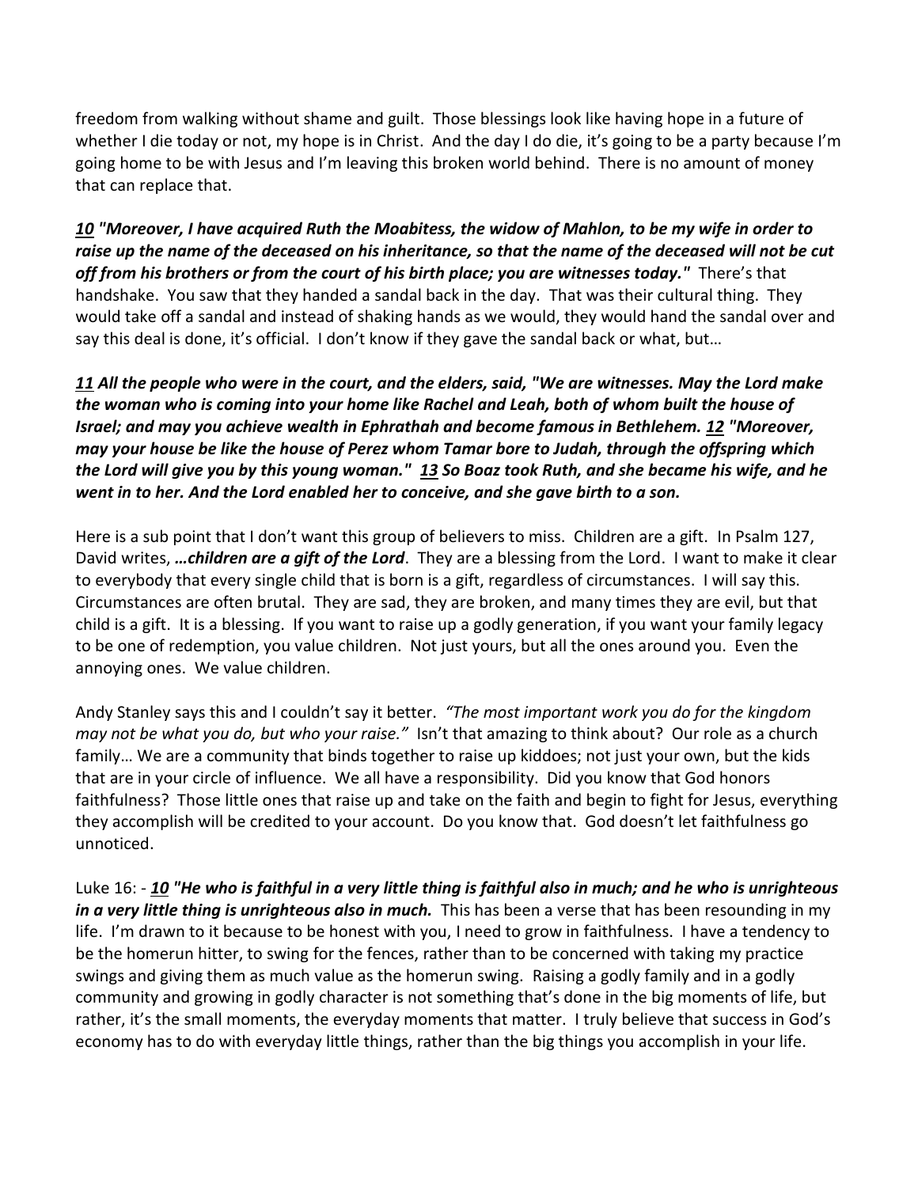freedom from walking without shame and guilt. Those blessings look like having hope in a future of whether I die today or not, my hope is in Christ. And the day I do die, it's going to be a party because I'm going home to be with Jesus and I'm leaving this broken world behind. There is no amount of money that can replace that.

***<u>10</u> "Moreover, I have acquired Ruth the Moabitess, the widow of Mahlon, to be my wife in order to raise up the name of the deceased on his inheritance, so that the name of the deceased will not be cut off from his brothers or from the court of his birth place; you are witnesses today."*** There's that handshake. You saw that they handed a sandal back in the day. That was their cultural thing. They would take off a sandal and instead of shaking hands as we would, they would hand the sandal over and say this deal is done, it's official. I don't know if they gave the sandal back or what, but…

***<u>11</u> All the people who were in the court, and the elders, said, "We are witnesses. May the Lord make the woman who is coming into your home like Rachel and Leah, both of whom built the house of Israel; and may you achieve wealth in Ephrathah and become famous in Bethlehem. <u>12</u> "Moreover, may your house be like the house of Perez whom Tamar bore to Judah, through the offspring which the Lord will give you by this young woman." <u>13</u> So Boaz took Ruth, and she became his wife, and he went in to her. And the Lord enabled her to conceive, and she gave birth to a son.***

Here is a sub point that I don't want this group of believers to miss. Children are a gift. In Psalm 127, David writes, ***…children are a gift of the Lord***. They are a blessing from the Lord. I want to make it clear to everybody that every single child that is born is a gift, regardless of circumstances. I will say this. Circumstances are often brutal. They are sad, they are broken, and many times they are evil, but that child is a gift. It is a blessing. If you want to raise up a godly generation, if you want your family legacy to be one of redemption, you value children. Not just yours, but all the ones around you. Even the annoying ones. We value children.

Andy Stanley says this and I couldn't say it better. *"The most important work you do for the kingdom may not be what you do, but who your raise."* Isn't that amazing to think about? Our role as a church family… We are a community that binds together to raise up kiddoes; not just your own, but the kids that are in your circle of influence. We all have a responsibility. Did you know that God honors faithfulness? Those little ones that raise up and take on the faith and begin to fight for Jesus, everything they accomplish will be credited to your account. Do you know that. God doesn't let faithfulness go unnoticed.

Luke 16: - ***<u>10</u> "He who is faithful in a very little thing is faithful also in much; and he who is unrighteous in a very little thing is unrighteous also in much.*** This has been a verse that has been resounding in my life. I'm drawn to it because to be honest with you, I need to grow in faithfulness. I have a tendency to be the homerun hitter, to swing for the fences, rather than to be concerned with taking my practice swings and giving them as much value as the homerun swing. Raising a godly family and in a godly community and growing in godly character is not something that's done in the big moments of life, but rather, it's the small moments, the everyday moments that matter. I truly believe that success in God's economy has to do with everyday little things, rather than the big things you accomplish in your life.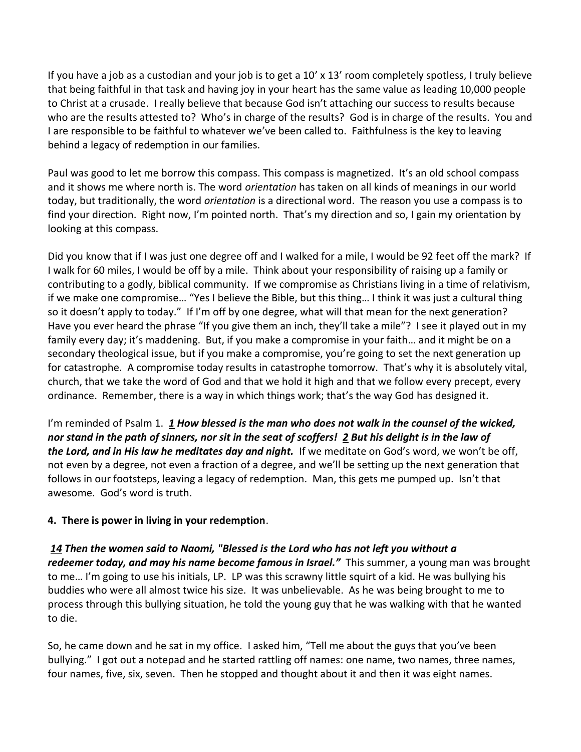If you have a job as a custodian and your job is to get a 10' x 13' room completely spotless, I truly believe that being faithful in that task and having joy in your heart has the same value as leading 10,000 people to Christ at a crusade. I really believe that because God isn't attaching our success to results because who are the results attested to? Who's in charge of the results? God is in charge of the results. You and I are responsible to be faithful to whatever we've been called to. Faithfulness is the key to leaving behind a legacy of redemption in our families.

Paul was good to let me borrow this compass. This compass is magnetized. It's an old school compass and it shows me where north is. The word *orientation* has taken on all kinds of meanings in our world today, but traditionally, the word *orientation* is a directional word. The reason you use a compass is to find your direction. Right now, I'm pointed north. That's my direction and so, I gain my orientation by looking at this compass.

Did you know that if I was just one degree off and I walked for a mile, I would be 92 feet off the mark? If I walk for 60 miles, I would be off by a mile. Think about your responsibility of raising up a family or contributing to a godly, biblical community. If we compromise as Christians living in a time of relativism, if we make one compromise… "Yes I believe the Bible, but this thing… I think it was just a cultural thing so it doesn't apply to today." If I'm off by one degree, what will that mean for the next generation? Have you ever heard the phrase "If you give them an inch, they'll take a mile"? I see it played out in my family every day; it's maddening. But, if you make a compromise in your faith… and it might be on a secondary theological issue, but if you make a compromise, you're going to set the next generation up for catastrophe. A compromise today results in catastrophe tomorrow. That's why it is absolutely vital, church, that we take the word of God and that we hold it high and that we follow every precept, every ordinance. Remember, there is a way in which things work; that's the way God has designed it.

I'm reminded of Psalm 1. ***1 How blessed is the man who does not walk in the counsel of the wicked, nor stand in the path of sinners, nor sit in the seat of scoffers! 2 But his delight is in the law of the Lord, and in His law he meditates day and night.*** If we meditate on God's word, we won't be off, not even by a degree, not even a fraction of a degree, and we'll be setting up the next generation that follows in our footsteps, leaving a legacy of redemption. Man, this gets me pumped up. Isn't that awesome. God's word is truth.

**4. There is power in living in your redemption**.

***14 Then the women said to Naomi, "Blessed is the Lord who has not left you without a redeemer today, and may his name become famous in Israel."*** This summer, a young man was brought to me… I'm going to use his initials, LP. LP was this scrawny little squirt of a kid. He was bullying his buddies who were all almost twice his size. It was unbelievable. As he was being brought to me to process through this bullying situation, he told the young guy that he was walking with that he wanted to die.

So, he came down and he sat in my office. I asked him, "Tell me about the guys that you've been bullying." I got out a notepad and he started rattling off names: one name, two names, three names, four names, five, six, seven. Then he stopped and thought about it and then it was eight names.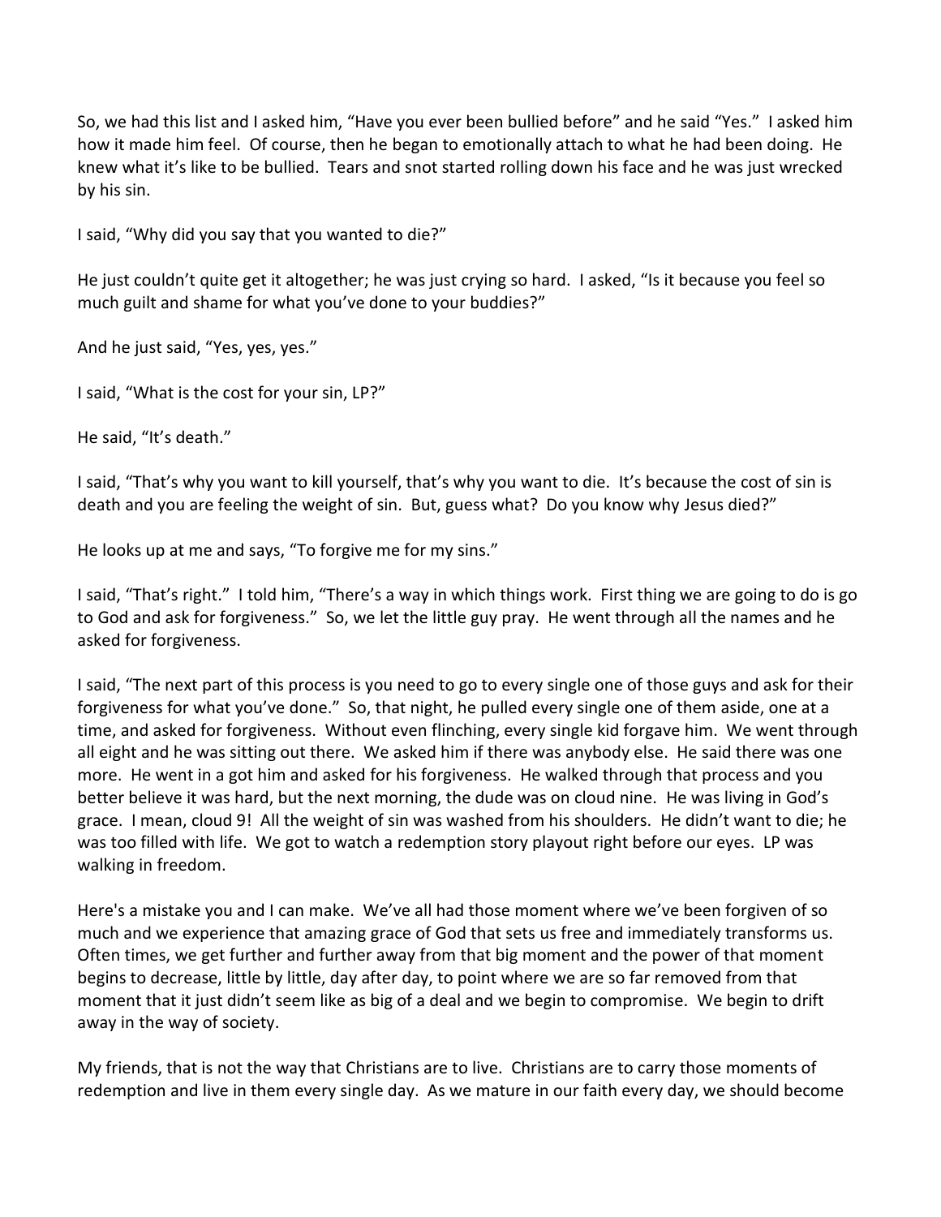So, we had this list and I asked him, "Have you ever been bullied before" and he said "Yes." I asked him how it made him feel. Of course, then he began to emotionally attach to what he had been doing. He knew what it's like to be bullied. Tears and snot started rolling down his face and he was just wrecked by his sin.

I said, "Why did you say that you wanted to die?"

He just couldn't quite get it altogether; he was just crying so hard. I asked, "Is it because you feel so much guilt and shame for what you've done to your buddies?"

And he just said, "Yes, yes, yes."

I said, "What is the cost for your sin, LP?"

He said, "It's death."

I said, "That's why you want to kill yourself, that's why you want to die. It's because the cost of sin is death and you are feeling the weight of sin. But, guess what? Do you know why Jesus died?"

He looks up at me and says, "To forgive me for my sins."

I said, "That's right." I told him, "There's a way in which things work. First thing we are going to do is go to God and ask for forgiveness." So, we let the little guy pray. He went through all the names and he asked for forgiveness.

I said, "The next part of this process is you need to go to every single one of those guys and ask for their forgiveness for what you've done." So, that night, he pulled every single one of them aside, one at a time, and asked for forgiveness. Without even flinching, every single kid forgave him. We went through all eight and he was sitting out there. We asked him if there was anybody else. He said there was one more. He went in a got him and asked for his forgiveness. He walked through that process and you better believe it was hard, but the next morning, the dude was on cloud nine. He was living in God's grace. I mean, cloud 9! All the weight of sin was washed from his shoulders. He didn't want to die; he was too filled with life. We got to watch a redemption story playout right before our eyes. LP was walking in freedom.

Here's a mistake you and I can make. We've all had those moment where we've been forgiven of so much and we experience that amazing grace of God that sets us free and immediately transforms us. Often times, we get further and further away from that big moment and the power of that moment begins to decrease, little by little, day after day, to point where we are so far removed from that moment that it just didn't seem like as big of a deal and we begin to compromise. We begin to drift away in the way of society.

My friends, that is not the way that Christians are to live. Christians are to carry those moments of redemption and live in them every single day. As we mature in our faith every day, we should become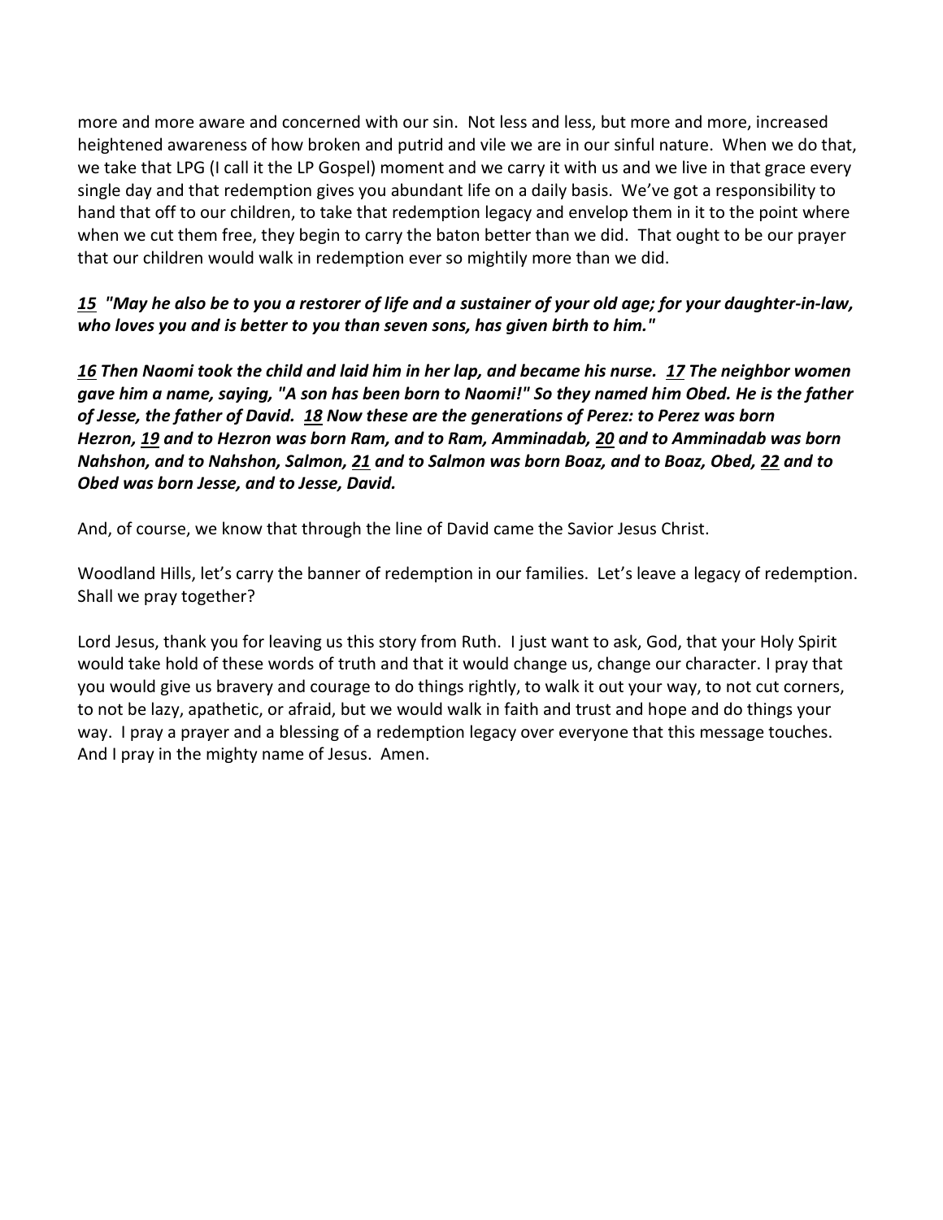more and more aware and concerned with our sin. Not less and less, but more and more, increased heightened awareness of how broken and putrid and vile we are in our sinful nature. When we do that, we take that LPG (I call it the LP Gospel) moment and we carry it with us and we live in that grace every single day and that redemption gives you abundant life on a daily basis. We've got a responsibility to hand that off to our children, to take that redemption legacy and envelop them in it to the point where when we cut them free, they begin to carry the baton better than we did. That ought to be our prayer that our children would walk in redemption ever so mightily more than we did.

***<u>15</u> "May he also be to you a restorer of life and a sustainer of your old age; for your daughter-in-law, who loves you and is better to you than seven sons, has given birth to him."***

***<u>16</u> Then Naomi took the child and laid him in her lap, and became his nurse. <u>17</u> The neighbor women gave him a name, saying, "A son has been born to Naomi!" So they named him Obed. He is the father of Jesse, the father of David. <u>18</u> Now these are the generations of Perez: to Perez was born Hezron, <u>19</u> and to Hezron was born Ram, and to Ram, Amminadab, <u>20</u> and to Amminadab was born Nahshon, and to Nahshon, Salmon, <u>21</u> and to Salmon was born Boaz, and to Boaz, Obed, <u>22</u> and to Obed was born Jesse, and to Jesse, David.***

And, of course, we know that through the line of David came the Savior Jesus Christ.

Woodland Hills, let's carry the banner of redemption in our families. Let's leave a legacy of redemption. Shall we pray together?

Lord Jesus, thank you for leaving us this story from Ruth. I just want to ask, God, that your Holy Spirit would take hold of these words of truth and that it would change us, change our character. I pray that you would give us bravery and courage to do things rightly, to walk it out your way, to not cut corners, to not be lazy, apathetic, or afraid, but we would walk in faith and trust and hope and do things your way. I pray a prayer and a blessing of a redemption legacy over everyone that this message touches. And I pray in the mighty name of Jesus. Amen.